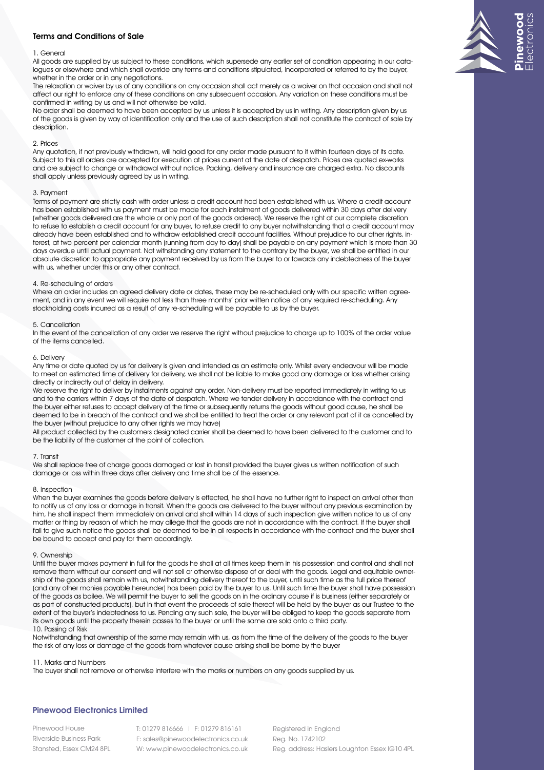## Terms and Conditions of Sale

1. General

All goods are supplied by us subject to these conditions, which supersede any earlier set of condition appearing in our catalogues or elsewhere and which shall override any terms and conditions stipulated, incorporated or referred to by the buyer, whether in the order or in any negotiations.

The relaxation or waiver by us of any conditions on any occasion shall act merely as a waiver on that occasion and shall not affect our right to enforce any of these conditions on any subsequent occasion. Any variation on these conditions must be confirmed in writing by us and will not otherwise be valid.

No order shall be deemed to have been accepted by us unless it is accepted by us in writing. Any description given by us of the goods is given by way of identification only and the use of such description shall not constitute the contract of sale by description.

2. Prices

Any quotation, if not previously withdrawn, will hold good for any order made pursuant to it within fourteen days of its date. Subject to this all orders are accepted for execution at prices current at the date of despatch. Prices are quoted ex-works and are subject to change or withdrawal without notice. Packing, delivery and insurance are charged extra. No discounts shall apply unless previously agreed by us in writing.

3. Payment

Terms of payment are strictly cash with order unless a credit account had been established with us. Where a credit account has been established with us payment must be made for each instalment of goods delivered within 30 days after delivery (whether goods delivered are the whole or only part of the goods ordered). We reserve the right at our complete discretion to refuse to establish a credit account for any buyer, to refuse credit to any buyer notwithstanding that a credit account may already have been established and to withdraw established credit account facilities. Without prejudice to our other rights, interest, at two percent per calendar month (running from day to day) shall be payable on any payment which is more than 30 days overdue until actual payment. Not withstanding any statement to the contrary by the buyer, we shall be entitled in our absolute discretion to appropriate any payment received by us from the buyer to or towards any indebtedness of the buyer with us, whether under this or any other contract.

4. Re-scheduling of orders

Where an order includes an agreed delivery date or dates, these may be re-scheduled only with our specific written agreement, and in any event we will require not less than three months' prior written notice of any required re-scheduling. Any stockholding costs incurred as a result of any re-scheduling will be payable to us by the buyer.

5. Cancellation

In the event of the cancellation of any order we reserve the right without prejudice to charge up to 100% of the order value of the items cancelled.

6. Delivery

Any time or date quoted by us for delivery is given and intended as an estimate only. Whilst every endeavour will be made to meet an estimated time of delivery for delivery, we shall not be liable to make good any damage or loss whether arising directly or indirectly out of delay in delivery.

We reserve the right to deliver by instalments against any order. Non-delivery must be reported immediately in writing to us and to the carriers within 7 days of the date of despatch. Where we tender delivery in accordance with the contract and the buyer either refuses to accept delivery at the time or subsequently returns the goods without good cause, he shall be deemed to be in breach of the contract and we shall be entitled to treat the order or any relevant part of it as cancelled by the buyer (without prejudice to any other rights we may have)

All product collected by the customers designated carrier shall be deemed to have been delivered to the customer and to be the liability of the customer at the point of collection.

7. Transit

We shall replace free of charge goods damaged or lost in transit provided the buyer gives us written notification of such damage or loss within three days after delivery and time shall be of the essence.

8. Inspection

When the buyer examines the goods before delivery is effected, he shall have no further right to inspect on arrival other than to notify us of any loss or damage in transit. When the goods are delivered to the buyer without any previous examination by him, he shall inspect them immediately on arrival and shall within 14 days of such inspection give written notice to us of any matter or thing by reason of which he may allege that the goods are not in accordance with the contract. If the buyer shall fail to give such notice the goods shall be deemed to be in all respects in accordance with the contract and the buyer shall be bound to accept and pay for them accordingly.

9. Ownership

Until the buyer makes payment in full for the goods he shall at all times keep them in his possession and control and shall not remove them without our consent and will not sell or otherwise dispose of or deal with the goods. Legal and equitable ownership of the goods shall remain with us, notwithstanding delivery thereof to the buyer, until such time as the full price thereof (and any other monies payable hereunder) has been paid by the buyer to us. Until such time the buyer shall have possession of the goods as bailee. We will permit the buyer to sell the goods on in the ordinary course if is business (either separately or as part of constructed products), but in that event the proceeds of sale thereof will be held by the buyer as our Trustee to the extent of the buyer's indebtedness to us. Pending any such sale, the buyer will be obliged to keep the goods separate from its own goods until the property therein passes to the buyer or until the same are sold onto a third party.

10. Passing of Risk

Notwithstanding that ownership of the same may remain with us, as from the time of the delivery of the goods to the buyer the risk of any loss or damage of the goods from whatever cause arising shall be borne by the buyer

11. Marks and Numbers

The buyer shall not remove or otherwise interfere with the marks or numbers on any goods supplied by us.

### Pinewood Electronics Limited

Pinewood House
Riverside Business Park
Stansted, Essex CM24 8PL

T: 01279 816666 | F: 01279 816161
E: sales@pinewoodelectronics.co.uk
W: www.pinewoodelectronics.co.uk

Registered in England
Reg. No. 1742102
Reg. address: Haslers Loughton Essex IG10 4PL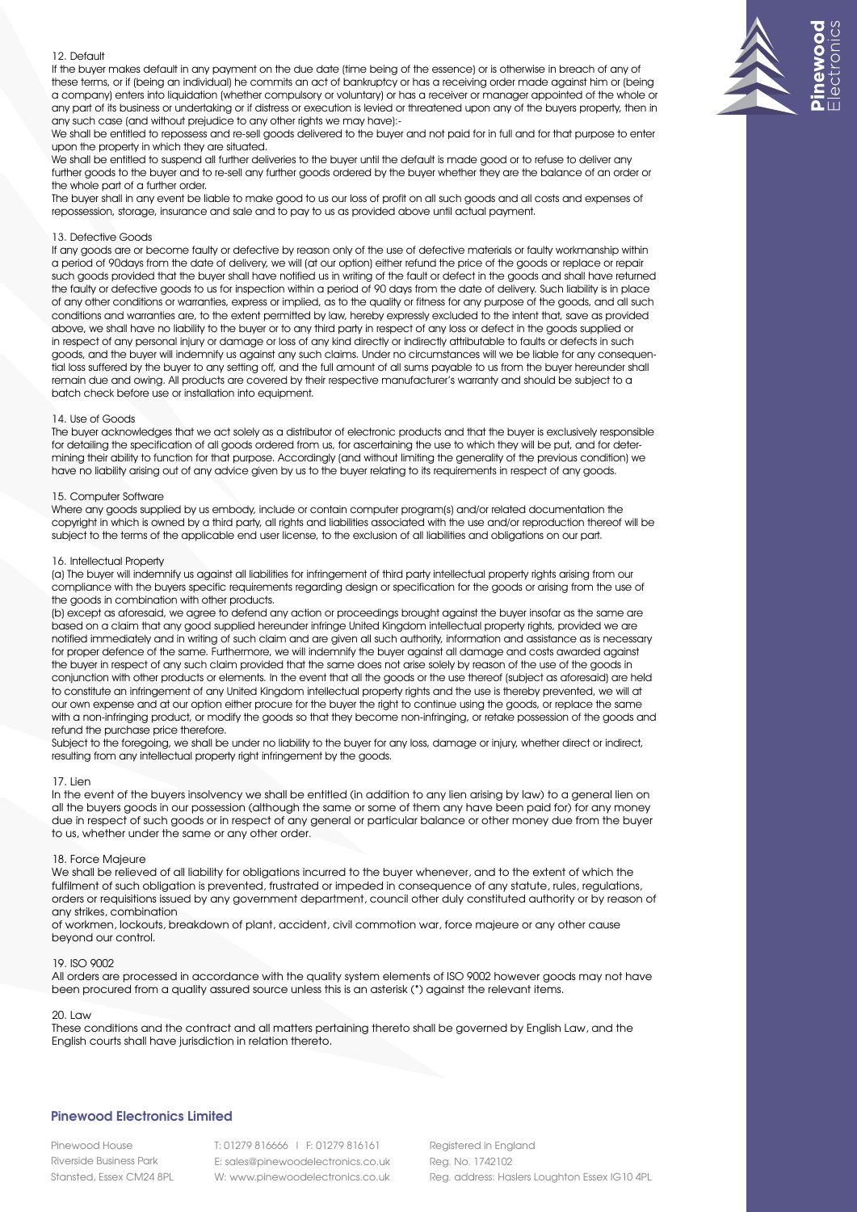## 12. Default

If the buyer makes default in any payment on the due date (time being of the essence) or is otherwise in breach of any of these terms, or if (being an individual) he commits an act of bankruptcy or has a receiving order made against him or (being a company) enters into liquidation (whether compulsory or voluntary) or has a receiver or manager appointed of the whole or any part of its business or undertaking or if distress or execution is levied or threatened upon any of the buyers property, then in any such case (and without prejudice to any other rights we may have):-

We shall be entitled to repossess and re-sell goods delivered to the buyer and not paid for in full and for that purpose to enter upon the property in which they are situated.

We shall be entitled to suspend all further deliveries to the buyer until the default is made good or to refuse to deliver any further goods to the buyer and to re-sell any further goods ordered by the buyer whether they are the balance of an order or the whole part of a further order.

The buyer shall in any event be liable to make good to us our loss of profit on all such goods and all costs and expenses of repossession, storage, insurance and sale and to pay to us as provided above until actual payment.

## 13. Defective Goods

If any goods are or become faulty or defective by reason only of the use of defective materials or faulty workmanship within a period of 90days from the date of delivery, we will (at our option) either refund the price of the goods or replace or repair such goods provided that the buyer shall have notified us in writing of the fault or defect in the goods and shall have returned the faulty or defective goods to us for inspection within a period of 90 days from the date of delivery. Such liability is in place of any other conditions or warranties, express or implied, as to the quality or fitness for any purpose of the goods, and all such conditions and warranties are, to the extent permitted by law, hereby expressly excluded to the intent that, save as provided above, we shall have no liability to the buyer or to any third party in respect of any loss or defect in the goods supplied or in respect of any personal injury or damage or loss of any kind directly or indirectly attributable to faults or defects in such goods, and the buyer will indemnify us against any such claims. Under no circumstances will we be liable for any consequential loss suffered by the buyer to any setting off, and the full amount of all sums payable to us from the buyer hereunder shall remain due and owing. All products are covered by their respective manufacturer's warranty and should be subject to a batch check before use or installation into equipment.

## 14. Use of Goods

The buyer acknowledges that we act solely as a distributor of electronic products and that the buyer is exclusively responsible for detailing the specification of all goods ordered from us, for ascertaining the use to which they will be put, and for determining their ability to function for that purpose. Accordingly (and without limiting the generality of the previous condition) we have no liability arising out of any advice given by us to the buyer relating to its requirements in respect of any goods.

## 15. Computer Software

Where any goods supplied by us embody, include or contain computer program(s) and/or related documentation the copyright in which is owned by a third party, all rights and liabilities associated with the use and/or reproduction thereof will be subject to the terms of the applicable end user license, to the exclusion of all liabilities and obligations on our part.

## 16. Intellectual Property

(a) The buyer will indemnify us against all liabilities for infringement of third party intellectual property rights arising from our compliance with the buyers specific requirements regarding design or specification for the goods or arising from the use of the goods in combination with other products.

(b) except as aforesaid, we agree to defend any action or proceedings brought against the buyer insofar as the same are based on a claim that any good supplied hereunder infringe United Kingdom intellectual property rights, provided we are notified immediately and in writing of such claim and are given all such authority, information and assistance as is necessary for proper defence of the same. Furthermore, we will indemnify the buyer against all damage and costs awarded against the buyer in respect of any such claim provided that the same does not arise solely by reason of the use of the goods in conjunction with other products or elements. In the event that all the goods or the use thereof (subject as aforesaid) are held to constitute an infringement of any United Kingdom intellectual property rights and the use is thereby prevented, we will at our own expense and at our option either procure for the buyer the right to continue using the goods, or replace the same with a non-infringing product, or modify the goods so that they become non-infringing, or retake possession of the goods and refund the purchase price therefore.

Subject to the foregoing, we shall be under no liability to the buyer for any loss, damage or injury, whether direct or indirect, resulting from any intellectual property right infringement by the goods.

## 17. Lien

In the event of the buyers insolvency we shall be entitled (in addition to any lien arising by law) to a general lien on all the buyers goods in our possession (although the same or some of them any have been paid for) for any money due in respect of such goods or in respect of any general or particular balance or other money due from the buyer to us, whether under the same or any other order.

## 18. Force Majeure

We shall be relieved of all liability for obligations incurred to the buyer whenever, and to the extent of which the fulfilment of such obligation is prevented, frustrated or impeded in consequence of any statute, rules, regulations, orders or requisitions issued by any government department, council other duly constituted authority or by reason of any strikes, combination of workmen, lockouts, breakdown of plant, accident, civil commotion war, force majeure or any other cause beyond our control.

## 19. ISO 9002

All orders are processed in accordance with the quality system elements of ISO 9002 however goods may not have been procured from a quality assured source unless this is an asterisk (*) against the relevant items.

## 20. Law

These conditions and the contract and all matters pertaining thereto shall be governed by English Law, and the English courts shall have jurisdiction in relation thereto.

**Pinewood Electronics Limited**

Pinewood House
Riverside Business Park
Stansted, Essex CM24 8PL

T: 01279 816666 | F: 01279 816161
E: sales@pinewoodelectronics.co.uk
W: www.pinewoodelectronics.co.uk

Registered in England
Reg. No. 1742102
Reg. address: Haslers Loughton Essex IG10 4PL